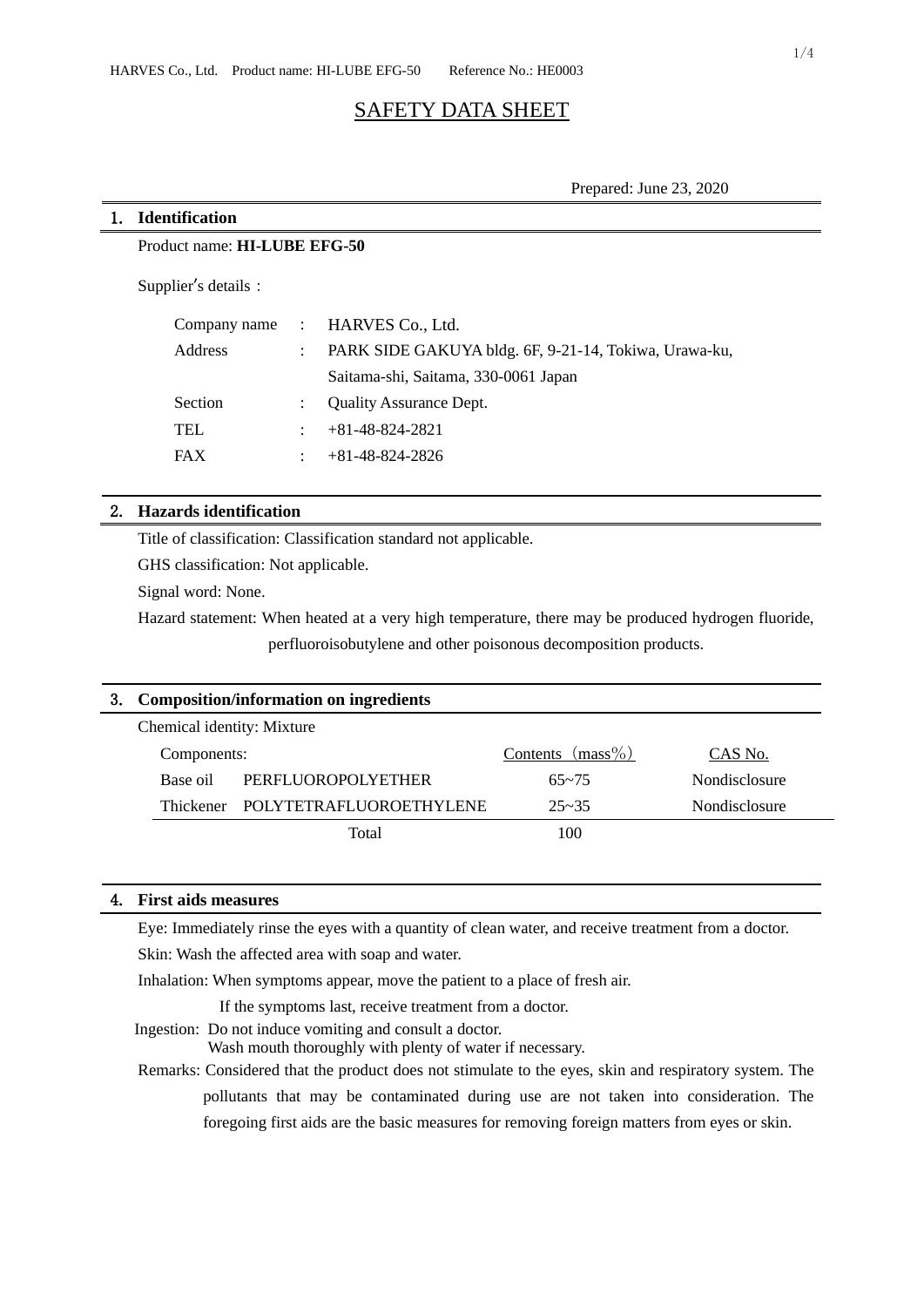# SAFETY DATA SHEET

Prepared: June 23, 2020

## 1. Identification

Product name: **HI-LUBE EFG-50**

Supplier's details：

| | | |
|---|---|---|
| Company name | : | HARVES Co., Ltd. |
| Address | : | PARK SIDE GAKUYA bldg. 6F, 9-21-14, Tokiwa, Urawa-ku, Saitama-shi, Saitama, 330-0061 Japan |
| Section | : | Quality Assurance Dept. |
| TEL | : | +81-48-824-2821 |
| FAX | : | +81-48-824-2826 |

## 2. Hazards identification

Title of classification: Classification standard not applicable.

GHS classification: Not applicable.

Signal word: None.

Hazard statement: When heated at a very high temperature, there may be produced hydrogen fluoride, perfluoroisobutylene and other poisonous decomposition products.

## 3. Composition/information on ingredients

Chemical identity: Mixture

| Components: | | Contents（mass%） | CAS No. |
|---|---|---|---|
| Base oil | PERFLUOROPOLYETHER | 65~75 | Nondisclosure |
| Thickener | POLYTETRAFLUOROETHYLENE | 25~35 | Nondisclosure |
| | Total | 100 | |

## 4. First aids measures

Eye: Immediately rinse the eyes with a quantity of clean water, and receive treatment from a doctor.

Skin: Wash the affected area with soap and water.

Inhalation: When symptoms appear, move the patient to a place of fresh air.
If the symptoms last, receive treatment from a doctor.

Ingestion: Do not induce vomiting and consult a doctor.
Wash mouth thoroughly with plenty of water if necessary.

Remarks: Considered that the product does not stimulate to the eyes, skin and respiratory system. The pollutants that may be contaminated during use are not taken into consideration. The foregoing first aids are the basic measures for removing foreign matters from eyes or skin.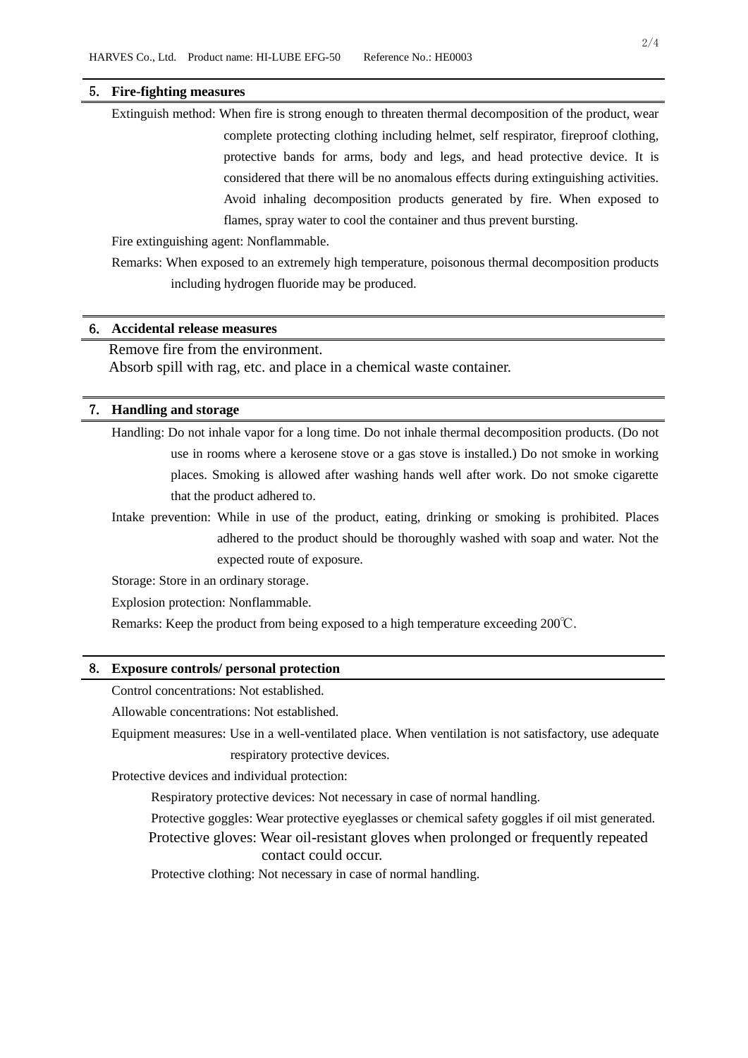## 5. Fire-fighting measures

Extinguish method: When fire is strong enough to threaten thermal decomposition of the product, wear complete protecting clothing including helmet, self respirator, fireproof clothing, protective bands for arms, body and legs, and head protective device. It is considered that there will be no anomalous effects during extinguishing activities. Avoid inhaling decomposition products generated by fire. When exposed to flames, spray water to cool the container and thus prevent bursting.

Fire extinguishing agent: Nonflammable.

Remarks: When exposed to an extremely high temperature, poisonous thermal decomposition products including hydrogen fluoride may be produced.

## 6. Accidental release measures

Remove fire from the environment.
Absorb spill with rag, etc. and place in a chemical waste container.

## 7. Handling and storage

Handling: Do not inhale vapor for a long time. Do not inhale thermal decomposition products. (Do not use in rooms where a kerosene stove or a gas stove is installed.) Do not smoke in working places. Smoking is allowed after washing hands well after work. Do not smoke cigarette that the product adhered to.

Intake prevention: While in use of the product, eating, drinking or smoking is prohibited. Places adhered to the product should be thoroughly washed with soap and water. Not the expected route of exposure.

Storage: Store in an ordinary storage.

Explosion protection: Nonflammable.

Remarks: Keep the product from being exposed to a high temperature exceeding 200℃.

## 8. Exposure controls/ personal protection

Control concentrations: Not established.

Allowable concentrations: Not established.

Equipment measures: Use in a well-ventilated place. When ventilation is not satisfactory, use adequate respiratory protective devices.

Protective devices and individual protection:

Respiratory protective devices: Not necessary in case of normal handling.

Protective goggles: Wear protective eyeglasses or chemical safety goggles if oil mist generated.

Protective gloves: Wear oil-resistant gloves when prolonged or frequently repeated contact could occur.

Protective clothing: Not necessary in case of normal handling.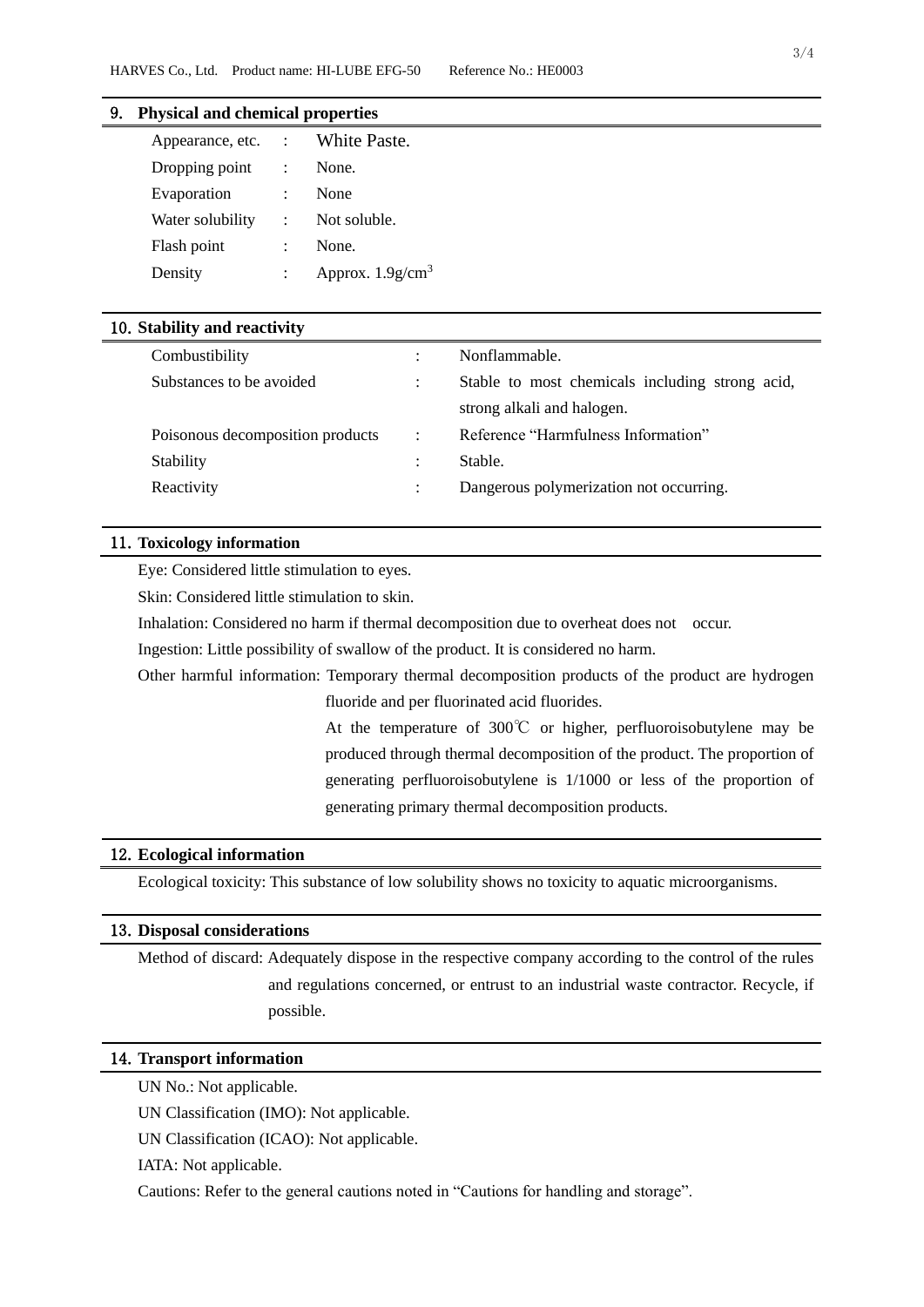## 9. Physical and chemical properties

| | | |
|---|---|---|
| Appearance, etc. | : | White Paste. |
| Dropping point | : | None. |
| Evaporation | : | None |
| Water solubility | : | Not soluble. |
| Flash point | : | None. |
| Density | : | Approx. $1.9g/cm^3$ |

## 10. Stability and reactivity

| | | |
|---|---|---|
| Combustibility | : | Nonflammable. |
| Substances to be avoided | : | Stable to most chemicals including strong acid, strong alkali and halogen. |
| Poisonous decomposition products | : | Reference "Harmfulness Information" |
| Stability | : | Stable. |
| Reactivity | : | Dangerous polymerization not occurring. |

## 11. Toxicology information

Eye: Considered little stimulation to eyes.

Skin: Considered little stimulation to skin.

Inhalation: Considered no harm if thermal decomposition due to overheat does not occur.

Ingestion: Little possibility of swallow of the product. It is considered no harm.

Other harmful information: Temporary thermal decomposition products of the product are hydrogen fluoride and per fluorinated acid fluorides.

At the temperature of 300℃ or higher, perfluoroisobutylene may be produced through thermal decomposition of the product. The proportion of generating perfluoroisobutylene is 1/1000 or less of the proportion of generating primary thermal decomposition products.

## 12. Ecological information

Ecological toxicity: This substance of low solubility shows no toxicity to aquatic microorganisms.

## 13. Disposal considerations

Method of discard: Adequately dispose in the respective company according to the control of the rules and regulations concerned, or entrust to an industrial waste contractor. Recycle, if possible.

## 14. Transport information

UN No.: Not applicable.

UN Classification (IMO): Not applicable.

UN Classification (ICAO): Not applicable.

IATA: Not applicable.

Cautions: Refer to the general cautions noted in "Cautions for handling and storage".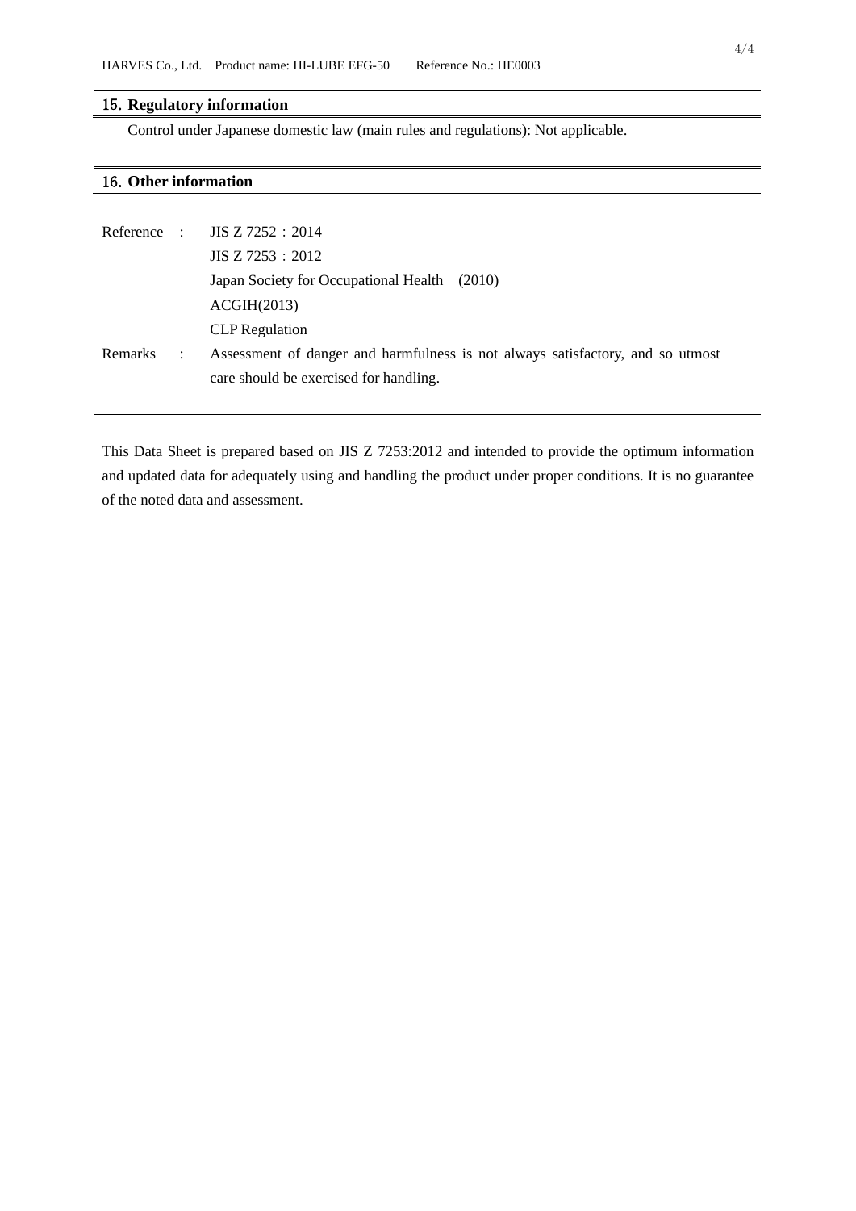## 15. Regulatory information

Control under Japanese domestic law (main rules and regulations): Not applicable.

## 16. Other information

| | | |
|---|---|---|
| Reference | : | JIS Z 7252：2014 |
| | | JIS Z 7253：2012 |
| | | Japan Society for Occupational Health (2010) |
| | | ACGIH(2013) |
| | | CLP Regulation |
| Remarks | : | Assessment of danger and harmfulness is not always satisfactory, and so utmost care should be exercised for handling. |

This Data Sheet is prepared based on JIS Z 7253:2012 and intended to provide the optimum information and updated data for adequately using and handling the product under proper conditions. It is no guarantee of the noted data and assessment.